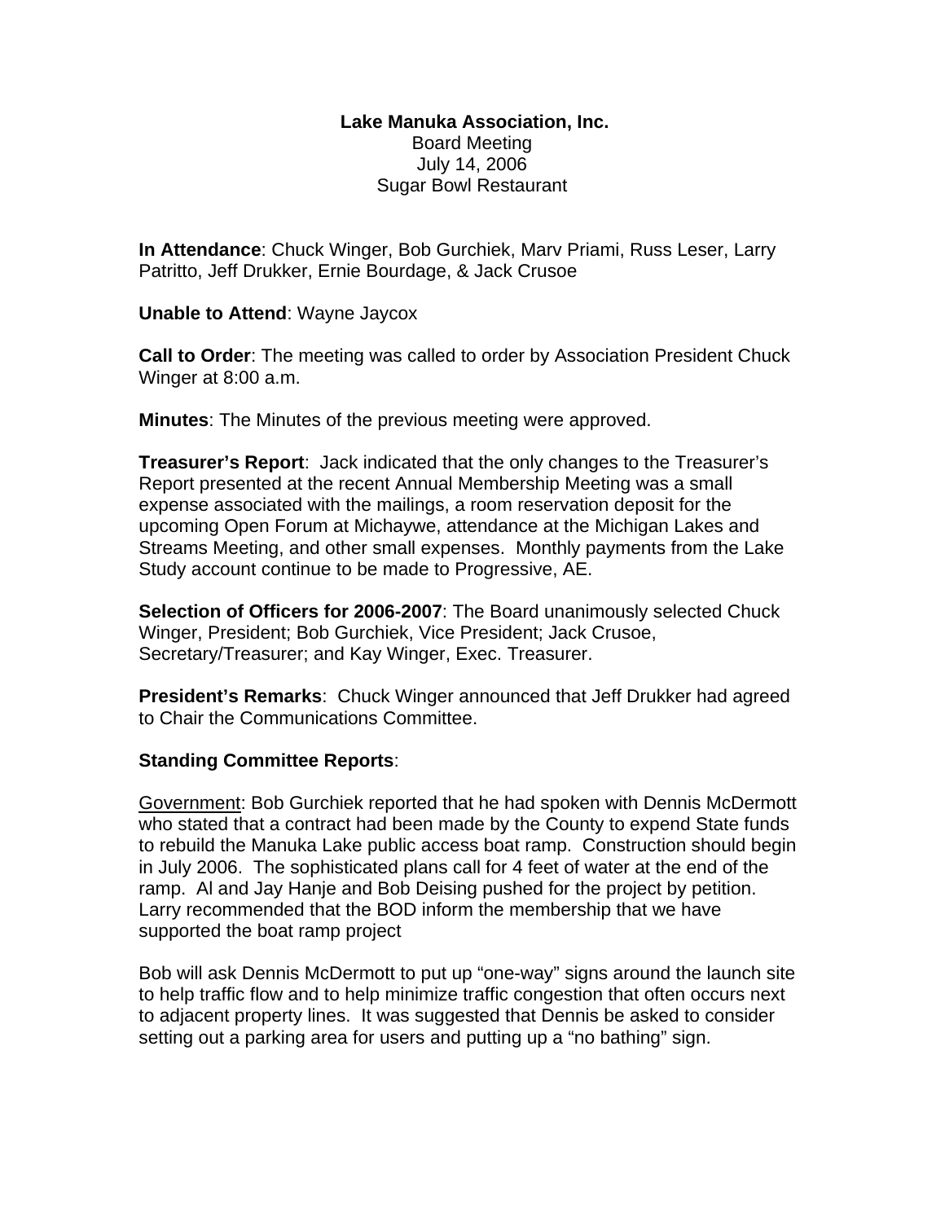**Lake Manuka Association, Inc.**
Board Meeting
July 14, 2006
Sugar Bowl Restaurant

**In Attendance**: Chuck Winger, Bob Gurchiek, Marv Priami, Russ Leser, Larry Patritto, Jeff Drukker, Ernie Bourdage, & Jack Crusoe

**Unable to Attend**: Wayne Jaycox

**Call to Order**: The meeting was called to order by Association President Chuck Winger at 8:00 a.m.

**Minutes**: The Minutes of the previous meeting were approved.

**Treasurer's Report**: Jack indicated that the only changes to the Treasurer's Report presented at the recent Annual Membership Meeting was a small expense associated with the mailings, a room reservation deposit for the upcoming Open Forum at Michaywe, attendance at the Michigan Lakes and Streams Meeting, and other small expenses. Monthly payments from the Lake Study account continue to be made to Progressive, AE.

**Selection of Officers for 2006-2007**: The Board unanimously selected Chuck Winger, President; Bob Gurchiek, Vice President; Jack Crusoe, Secretary/Treasurer; and Kay Winger, Exec. Treasurer.

**President's Remarks**: Chuck Winger announced that Jeff Drukker had agreed to Chair the Communications Committee.

**Standing Committee Reports**:

<u>Government</u>: Bob Gurchiek reported that he had spoken with Dennis McDermott who stated that a contract had been made by the County to expend State funds to rebuild the Manuka Lake public access boat ramp. Construction should begin in July 2006. The sophisticated plans call for 4 feet of water at the end of the ramp. Al and Jay Hanje and Bob Deising pushed for the project by petition. Larry recommended that the BOD inform the membership that we have supported the boat ramp project

Bob will ask Dennis McDermott to put up "one-way" signs around the launch site to help traffic flow and to help minimize traffic congestion that often occurs next to adjacent property lines. It was suggested that Dennis be asked to consider setting out a parking area for users and putting up a "no bathing" sign.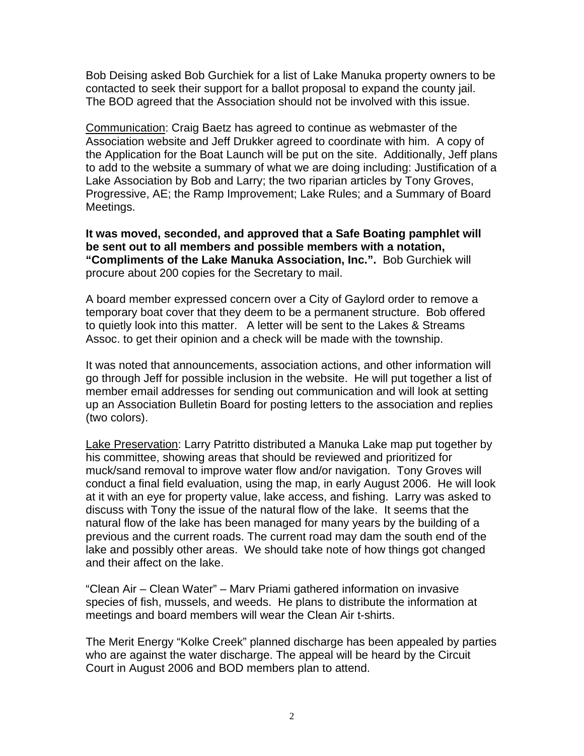Bob Deising asked Bob Gurchiek for a list of Lake Manuka property owners to be contacted to seek their support for a ballot proposal to expand the county jail. The BOD agreed that the Association should not be involved with this issue.

<u>Communication</u>: Craig Baetz has agreed to continue as webmaster of the Association website and Jeff Drukker agreed to coordinate with him. A copy of the Application for the Boat Launch will be put on the site. Additionally, Jeff plans to add to the website a summary of what we are doing including: Justification of a Lake Association by Bob and Larry; the two riparian articles by Tony Groves, Progressive, AE; the Ramp Improvement; Lake Rules; and a Summary of Board Meetings.

**It was moved, seconded, and approved that a Safe Boating pamphlet will be sent out to all members and possible members with a notation, "Compliments of the Lake Manuka Association, Inc.".** Bob Gurchiek will procure about 200 copies for the Secretary to mail.

A board member expressed concern over a City of Gaylord order to remove a temporary boat cover that they deem to be a permanent structure. Bob offered to quietly look into this matter. A letter will be sent to the Lakes & Streams Assoc. to get their opinion and a check will be made with the township.

It was noted that announcements, association actions, and other information will go through Jeff for possible inclusion in the website. He will put together a list of member email addresses for sending out communication and will look at setting up an Association Bulletin Board for posting letters to the association and replies (two colors).

<u>Lake Preservation</u>: Larry Patritto distributed a Manuka Lake map put together by his committee, showing areas that should be reviewed and prioritized for muck/sand removal to improve water flow and/or navigation. Tony Groves will conduct a final field evaluation, using the map, in early August 2006. He will look at it with an eye for property value, lake access, and fishing. Larry was asked to discuss with Tony the issue of the natural flow of the lake. It seems that the natural flow of the lake has been managed for many years by the building of a previous and the current roads. The current road may dam the south end of the lake and possibly other areas. We should take note of how things got changed and their affect on the lake.

"Clean Air – Clean Water" – Marv Priami gathered information on invasive species of fish, mussels, and weeds. He plans to distribute the information at meetings and board members will wear the Clean Air t-shirts.

The Merit Energy "Kolke Creek" planned discharge has been appealed by parties who are against the water discharge. The appeal will be heard by the Circuit Court in August 2006 and BOD members plan to attend.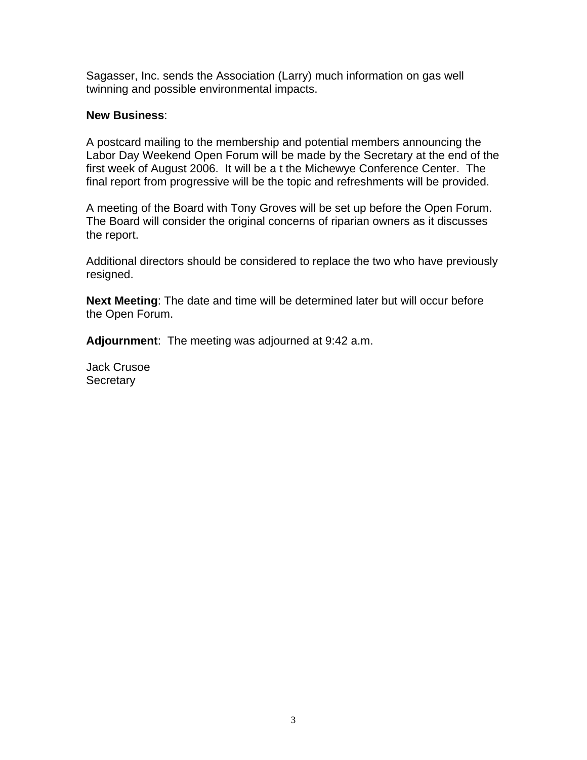Sagasser, Inc. sends the Association (Larry) much information on gas well twinning and possible environmental impacts.

**New Business**:

A postcard mailing to the membership and potential members announcing the Labor Day Weekend Open Forum will be made by the Secretary at the end of the first week of August 2006. It will be a t the Michewye Conference Center. The final report from progressive will be the topic and refreshments will be provided.

A meeting of the Board with Tony Groves will be set up before the Open Forum. The Board will consider the original concerns of riparian owners as it discusses the report.

Additional directors should be considered to replace the two who have previously resigned.

**Next Meeting**: The date and time will be determined later but will occur before the Open Forum.

**Adjournment**: The meeting was adjourned at 9:42 a.m.

Jack Crusoe
Secretary